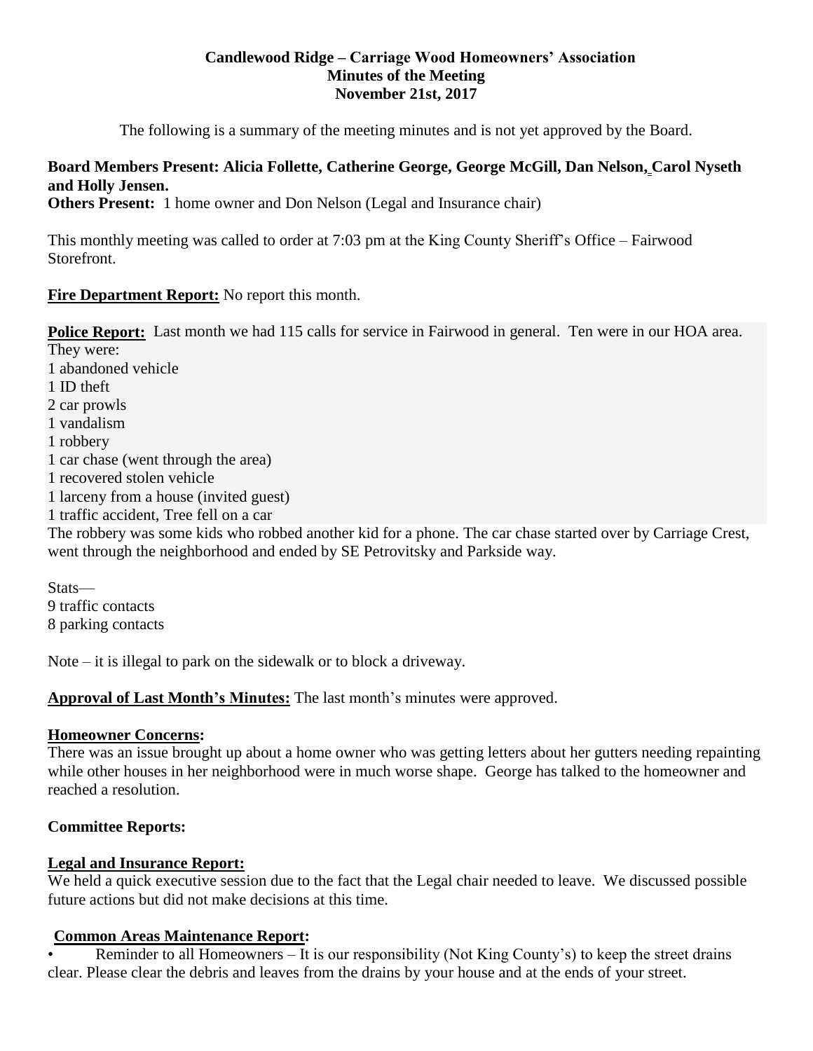**Candlewood Ridge – Carriage Wood Homeowners' Association**
**Minutes of the Meeting**
**November 21st, 2017**

The following is a summary of the meeting minutes and is not yet approved by the Board.

**Board Members Present: Alicia Follette, Catherine George, George McGill, Dan Nelson, Carol Nyseth and Holly Jensen.**

**Others Present:** 1 home owner and Don Nelson (Legal and Insurance chair)

This monthly meeting was called to order at 7:03 pm at the King County Sheriff's Office – Fairwood Storefront.

**Fire Department Report:** No report this month.

**Police Report:** Last month we had 115 calls for service in Fairwood in general. Ten were in our HOA area. They were:

1 abandoned vehicle
1 ID theft
2 car prowls
1 vandalism
1 robbery
1 car chase (went through the area)
1 recovered stolen vehicle
1 larceny from a house (invited guest)
1 traffic accident, Tree fell on a car

The robbery was some kids who robbed another kid for a phone. The car chase started over by Carriage Crest, went through the neighborhood and ended by SE Petrovitsky and Parkside way.

Stats—
9 traffic contacts
8 parking contacts

Note – it is illegal to park on the sidewalk or to block a driveway.

**Approval of Last Month's Minutes:** The last month's minutes were approved.

**Homeowner Concerns:**

There was an issue brought up about a home owner who was getting letters about her gutters needing repainting while other houses in her neighborhood were in much worse shape. George has talked to the homeowner and reached a resolution.

**Committee Reports:**

**Legal and Insurance Report:**

We held a quick executive session due to the fact that the Legal chair needed to leave. We discussed possible future actions but did not make decisions at this time.

**Common Areas Maintenance Report:**

- Reminder to all Homeowners – It is our responsibility (Not King County's) to keep the street drains clear. Please clear the debris and leaves from the drains by your house and at the ends of your street.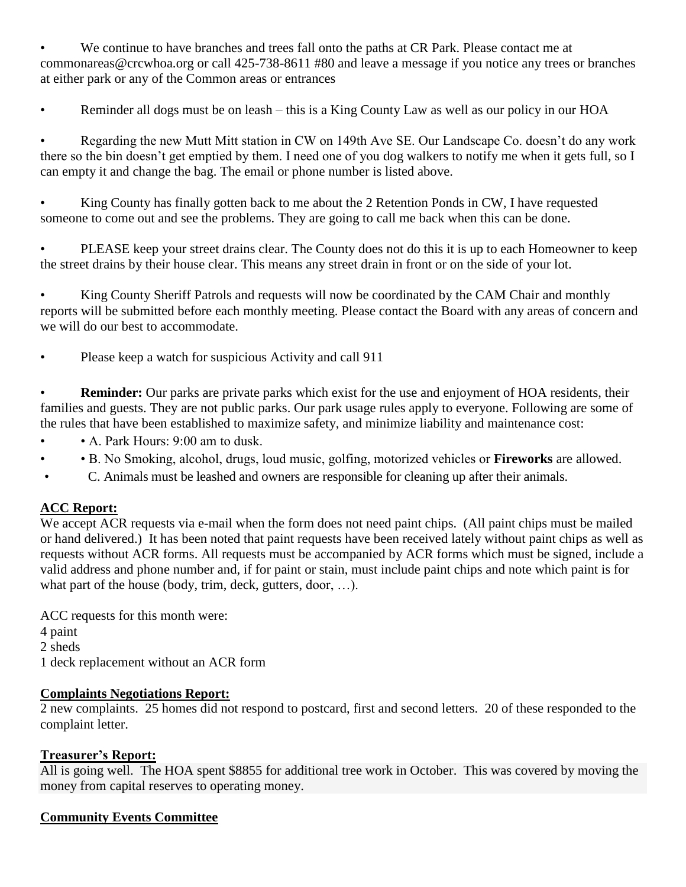- We continue to have branches and trees fall onto the paths at CR Park. Please contact me at commonareas@crcwhoa.org or call 425-738-8611 #80 and leave a message if you notice any trees or branches at either park or any of the Common areas or entrances
- Reminder all dogs must be on leash – this is a King County Law as well as our policy in our HOA
- Regarding the new Mutt Mitt station in CW on 149th Ave SE. Our Landscape Co. doesn't do any work there so the bin doesn't get emptied by them. I need one of you dog walkers to notify me when it gets full, so I can empty it and change the bag. The email or phone number is listed above.
- King County has finally gotten back to me about the 2 Retention Ponds in CW, I have requested someone to come out and see the problems. They are going to call me back when this can be done.
- PLEASE keep your street drains clear. The County does not do this it is up to each Homeowner to keep the street drains by their house clear. This means any street drain in front or on the side of your lot.
- King County Sheriff Patrols and requests will now be coordinated by the CAM Chair and monthly reports will be submitted before each monthly meeting. Please contact the Board with any areas of concern and we will do our best to accommodate.
- Please keep a watch for suspicious Activity and call 911
- **Reminder:** Our parks are private parks which exist for the use and enjoyment of HOA residents, their families and guests. They are not public parks. Our park usage rules apply to everyone. Following are some of the rules that have been established to maximize safety, and minimize liability and maintenance cost:
- • A. Park Hours: 9:00 am to dusk.
- • B. No Smoking, alcohol, drugs, loud music, golfing, motorized vehicles or **Fireworks** are allowed.
- C. Animals must be leashed and owners are responsible for cleaning up after their animals.

**ACC Report:**

We accept ACR requests via e-mail when the form does not need paint chips. (All paint chips must be mailed or hand delivered.) It has been noted that paint requests have been received lately without paint chips as well as requests without ACR forms. All requests must be accompanied by ACR forms which must be signed, include a valid address and phone number and, if for paint or stain, must include paint chips and note which paint is for what part of the house (body, trim, deck, gutters, door, …).

ACC requests for this month were:
4 paint
2 sheds
1 deck replacement without an ACR form

**Complaints Negotiations Report:**

2 new complaints. 25 homes did not respond to postcard, first and second letters. 20 of these responded to the complaint letter.

**Treasurer's Report:**

All is going well. The HOA spent $8855 for additional tree work in October. This was covered by moving the money from capital reserves to operating money.

**Community Events Committee**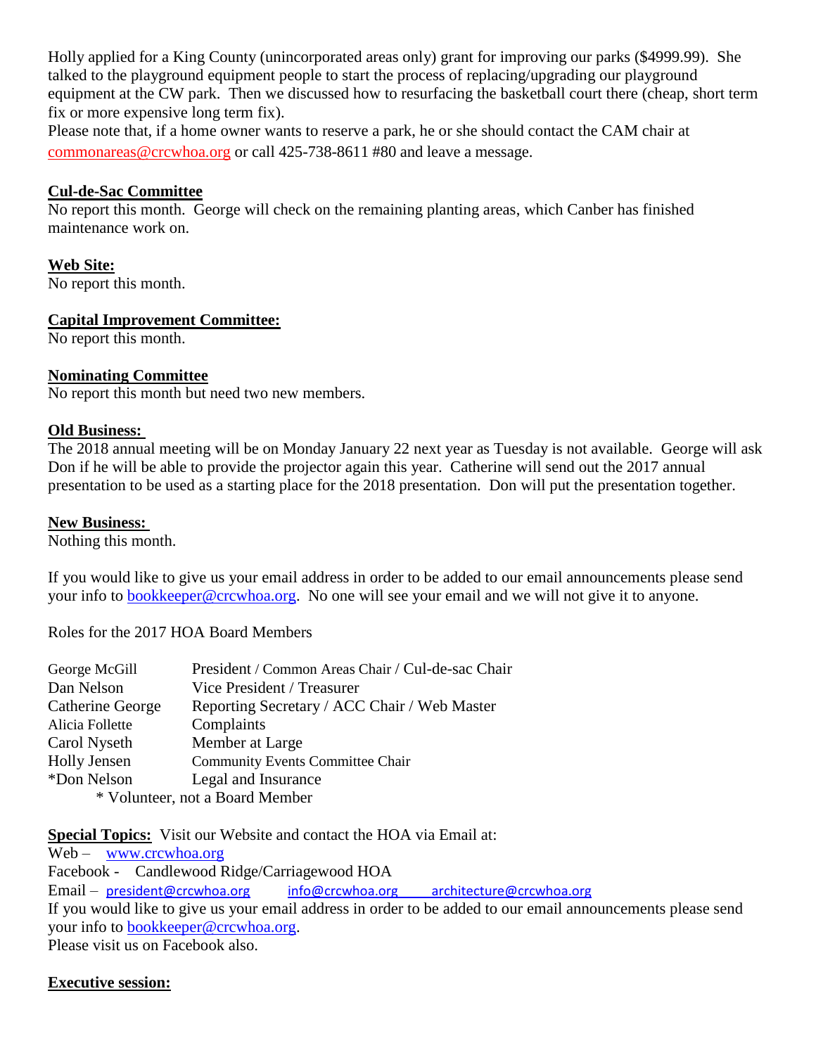Holly applied for a King County (unincorporated areas only) grant for improving our parks ($4999.99). She talked to the playground equipment people to start the process of replacing/upgrading our playground equipment at the CW park. Then we discussed how to resurfacing the basketball court there (cheap, short term fix or more expensive long term fix).

Please note that, if a home owner wants to reserve a park, he or she should contact the CAM chair at commonareas@crcwhoa.org or call 425-738-8611 #80 and leave a message.

**Cul-de-Sac Committee**

No report this month. George will check on the remaining planting areas, which Canber has finished maintenance work on.

**Web Site:**

No report this month.

**Capital Improvement Committee:**

No report this month.

**Nominating Committee**

No report this month but need two new members.

**Old Business:**

The 2018 annual meeting will be on Monday January 22 next year as Tuesday is not available. George will ask Don if he will be able to provide the projector again this year. Catherine will send out the 2017 annual presentation to be used as a starting place for the 2018 presentation. Don will put the presentation together.

**New Business:**

Nothing this month.

If you would like to give us your email address in order to be added to our email announcements please send your info to bookkeeper@crcwhoa.org. No one will see your email and we will not give it to anyone.

Roles for the 2017 HOA Board Members

| | |
|---|---|
| George McGill | President / Common Areas Chair / Cul-de-sac Chair |
| Dan Nelson | Vice President / Treasurer |
| Catherine George | Reporting Secretary / ACC Chair / Web Master |
| Alicia Follette | Complaints |
| Carol Nyseth | Member at Large |
| Holly Jensen | Community Events Committee Chair |
| *Don Nelson | Legal and Insurance |

\* Volunteer, not a Board Member

**Special Topics:** Visit our Website and contact the HOA via Email at:

Web – www.crcwhoa.org

Facebook - Candlewood Ridge/Carriagewood HOA

Email – president@crcwhoa.org info@crcwhoa.org architecture@crcwhoa.org

If you would like to give us your email address in order to be added to our email announcements please send your info to bookkeeper@crcwhoa.org.

Please visit us on Facebook also.

**Executive session:**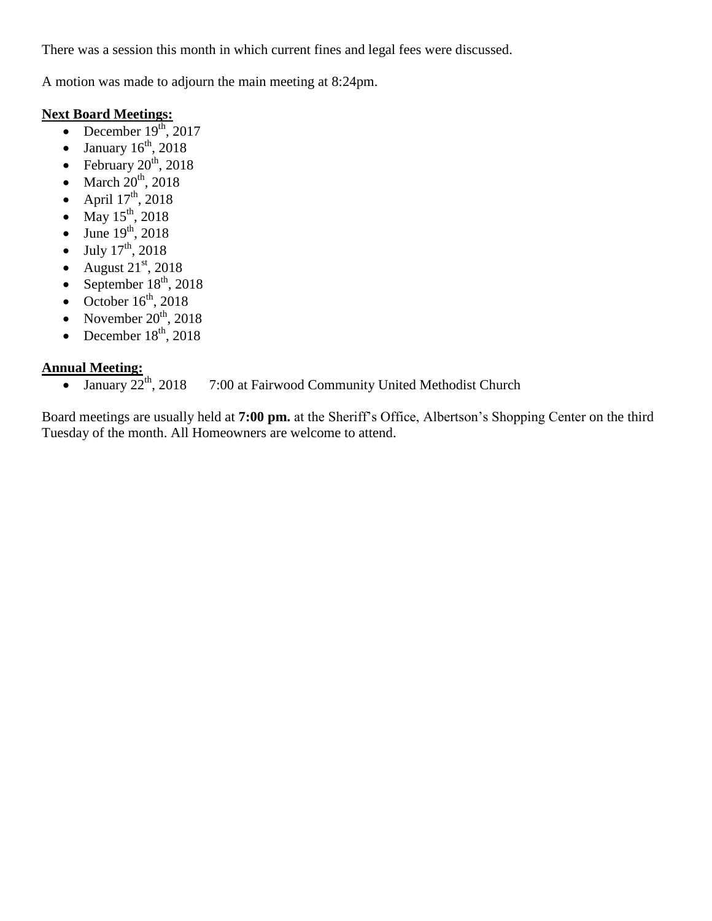There was a session this month in which current fines and legal fees were discussed.

A motion was made to adjourn the main meeting at 8:24pm.

**Next Board Meetings:**

- December 19th, 2017
- January 16th, 2018
- February 20th, 2018
- March 20th, 2018
- April 17th, 2018
- May 15th, 2018
- June 19th, 2018
- July 17th, 2018
- August 21st, 2018
- September 18th, 2018
- October 16th, 2018
- November 20th, 2018
- December 18th, 2018

**Annual Meeting:**

- January 22nd, 2018 7:00 at Fairwood Community United Methodist Church

Board meetings are usually held at **7:00 pm.** at the Sheriff's Office, Albertson's Shopping Center on the third Tuesday of the month. All Homeowners are welcome to attend.